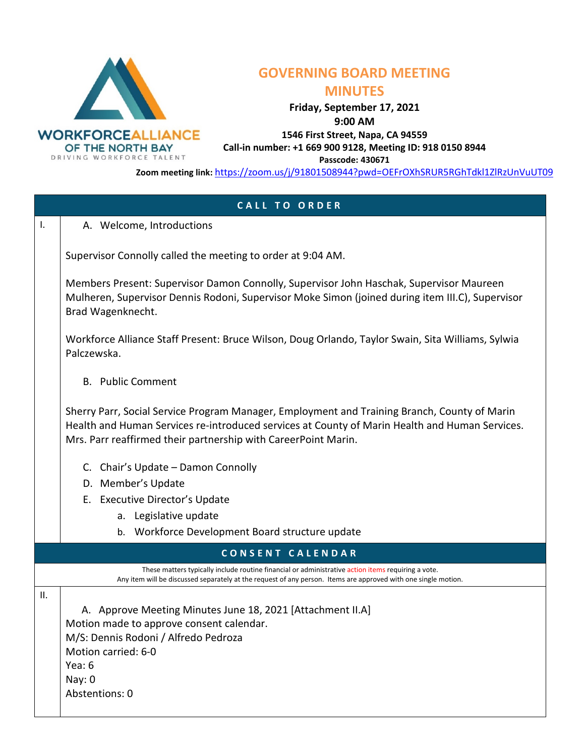WORKFORCEALLIANCE OF THE NORTH BAY

DRIVING WORKFORCE TALENT

# GOVERNING BOARD MEETING MINUTES

**Friday, September 17, 2021**

**9:00 AM**

**1546 First Street, Napa, CA 94559**

**Call-in number: +1 669 900 9128, Meeting ID: 918 0150 8944**

**Passcode: 430671**

**Zoom meeting link:** https://zoom.us/j/91801508944?pwd=OEFrOXhSRUR5RGhTdkl1ZlRzUnVuUT09

## CALL TO ORDER

I.

A. Welcome, Introductions

Supervisor Connolly called the meeting to order at 9:04 AM.

Members Present: Supervisor Damon Connolly, Supervisor John Haschak, Supervisor Maureen Mulheren, Supervisor Dennis Rodoni, Supervisor Moke Simon (joined during item III.C), Supervisor Brad Wagenknecht.

Workforce Alliance Staff Present: Bruce Wilson, Doug Orlando, Taylor Swain, Sita Williams, Sylwia Palczewska.

B. Public Comment

Sherry Parr, Social Service Program Manager, Employment and Training Branch, County of Marin Health and Human Services re-introduced services at County of Marin Health and Human Services. Mrs. Parr reaffirmed their partnership with CareerPoint Marin.

C. Chair's Update – Damon Connolly

D. Member's Update

E. Executive Director's Update

a. Legislative update

b. Workforce Development Board structure update

## CONSENT CALENDAR

These matters typically include routine financial or administrative action items requiring a vote.
Any item will be discussed separately at the request of any person. Items are approved with one single motion.

II.

A. Approve Meeting Minutes June 18, 2021 [Attachment II.A]

Motion made to approve consent calendar.

M/S: Dennis Rodoni / Alfredo Pedroza

Motion carried: 6-0

Yea: 6

Nay: 0

Abstentions: 0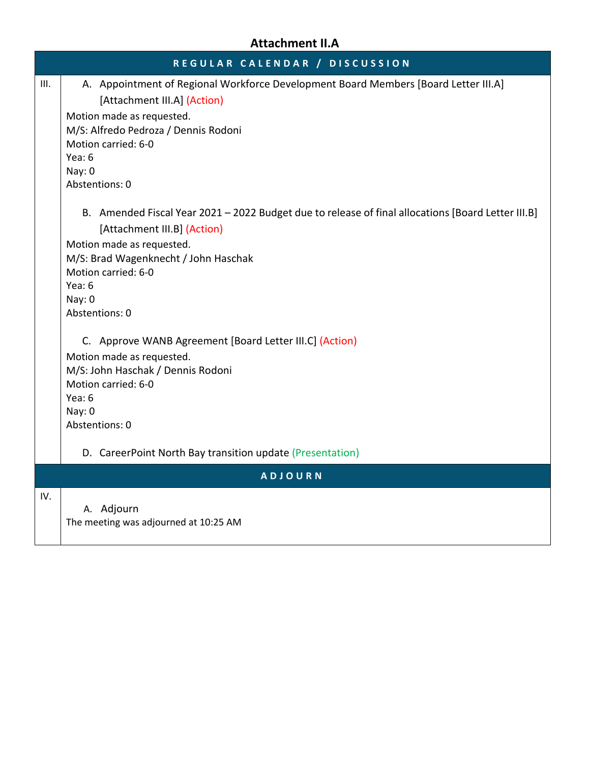**Attachment II.A**

| | REGULAR CALENDAR / DISCUSSION |
|---|---|
| III. | A. Appointment of Regional Workforce Development Board Members [Board Letter III.A] [Attachment III.A] (Action)<br>Motion made as requested.<br>M/S: Alfredo Pedroza / Dennis Rodoni<br>Motion carried: 6-0<br>Yea: 6<br>Nay: 0<br>Abstentions: 0<br><br>B. Amended Fiscal Year 2021 – 2022 Budget due to release of final allocations [Board Letter III.B] [Attachment III.B] (Action)<br>Motion made as requested.<br>M/S: Brad Wagenknecht / John Haschak<br>Motion carried: 6-0<br>Yea: 6<br>Nay: 0<br>Abstentions: 0<br><br>C. Approve WANB Agreement [Board Letter III.C] (Action)<br>Motion made as requested.<br>M/S: John Haschak / Dennis Rodoni<br>Motion carried: 6-0<br>Yea: 6<br>Nay: 0<br>Abstentions: 0<br><br>D. CareerPoint North Bay transition update (Presentation) |
| | **ADJOURN** |
| IV. | A. Adjourn<br>The meeting was adjourned at 10:25 AM |